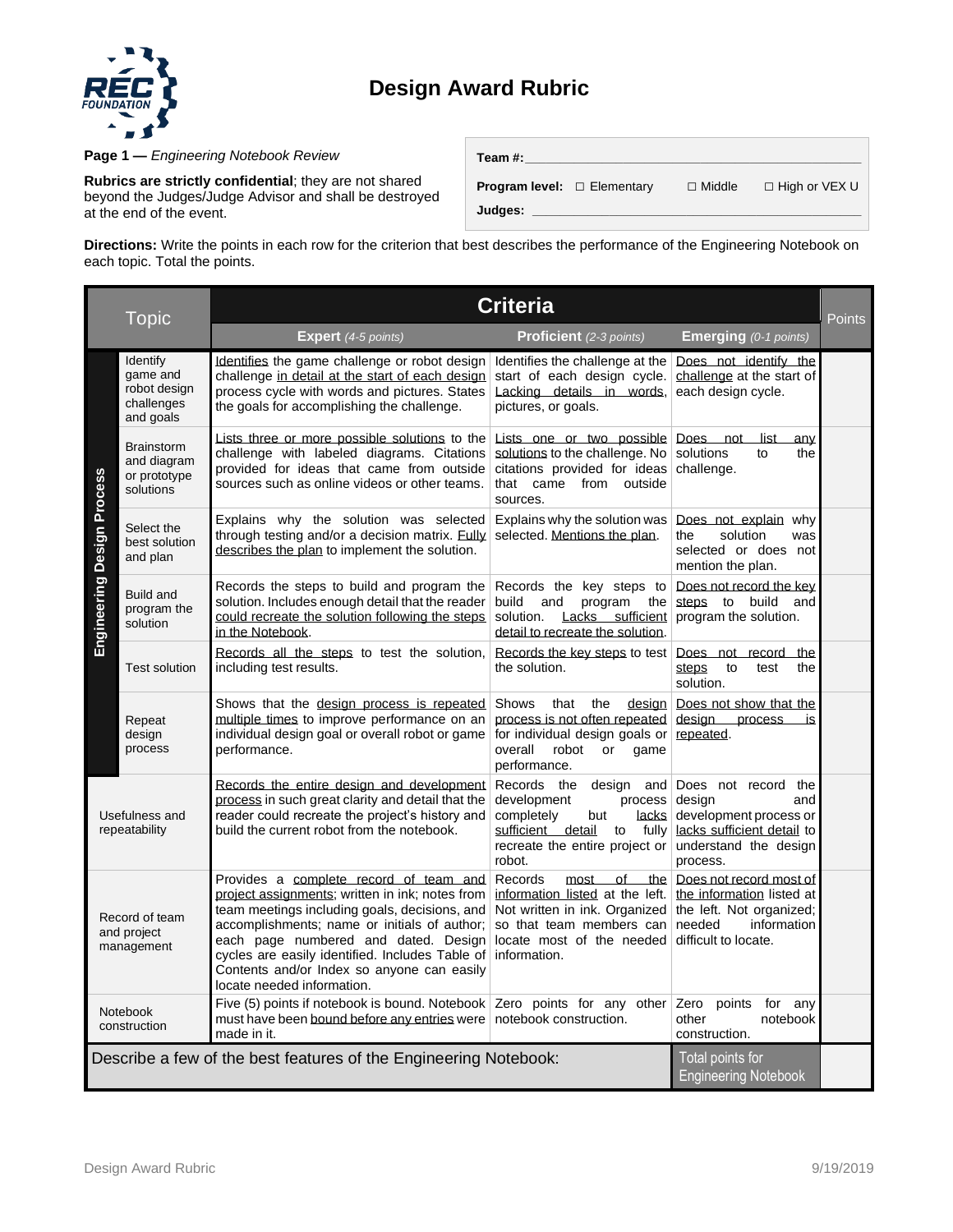# Design Award Rubric

**Page 1 —** *Engineering Notebook Review*

**Rubrics are strictly confidential**; they are not shared beyond the Judges/Judge Advisor and shall be destroyed at the end of the event.

**Team #:** ____________________

**Program level:** ☐ Elementary ☐ Middle ☐ High or VEX U

**Judges:** ____________________

**Directions:** Write the points in each row for the criterion that best describes the performance of the Engineering Notebook on each topic. Total the points.

| Topic | | Expert *(4-5 points)* | Proficient *(2-3 points)* | Emerging *(0-1 points)* | Points |
|---|---|---|---|---|---|
| Engineering Design Process | Identify game and robot design challenges and goals | Identifies the game challenge or robot design challenge in detail at the start of each design process cycle with words and pictures. States the goals for accomplishing the challenge. | Identifies the challenge at the start of each design cycle. Lacking details in words, pictures, or goals. | Does not identify the challenge at the start of each design cycle. | |
| | Brainstorm and diagram or prototype solutions | Lists three or more possible solutions to the challenge with labeled diagrams. Citations provided for ideas that came from outside sources such as online videos or other teams. | Lists one or two possible solutions to the challenge. No citations provided for ideas that came from outside sources. | Does not list any solutions to the challenge. | |
| | Select the best solution and plan | Explains why the solution was selected through testing and/or a decision matrix. Fully describes the plan to implement the solution. | Explains why the solution was selected. Mentions the plan. | Does not explain why the solution was selected or does not mention the plan. | |
| | Build and program the solution | Records the steps to build and program the solution. Includes enough detail that the reader could recreate the solution following the steps in the Notebook. | Records the key steps to build and program the solution. Lacks sufficient detail to recreate the solution. | Does not record the key steps to build and program the solution. | |
| | Test solution | Records all the steps to test the solution, including test results. | Records the key steps to test the solution. | Does not record the steps to test the solution. | |
| | Repeat design process | Shows that the design process is repeated multiple times to improve performance on an individual design goal or overall robot or game performance. | Shows that the design process is not often repeated for individual design goals or overall robot or game performance. | Does not show that the design process is repeated. | |
| Usefulness and repeatability | | Records the entire design and development process in such great clarity and detail that the reader could recreate the project's history and build the current robot from the notebook. | Records the design and development process completely but lacks sufficient detail to fully recreate the entire project or robot. | Does not record the design and development process or lacks sufficient detail to understand the design process. | |
| Record of team and project management | | Provides a complete record of team and project assignments; written in ink; notes from team meetings including goals, decisions, and accomplishments; name or initials of author; each page numbered and dated. Design cycles are easily identified. Includes Table of Contents and/or Index so anyone can easily locate needed information. | Records most of the information listed at the left. Not written in ink. Organized so that team members can locate most of the needed information. | Does not record most of the information listed at the left. Not organized; needed information difficult to locate. | |
| Notebook construction | | Five (5) points if notebook is bound. Notebook must have been bound before any entries were made in it. | Zero points for any other notebook construction. | Zero points for any other notebook construction. | |
| Describe a few of the best features of the Engineering Notebook: | | | | Total points for Engineering Notebook | |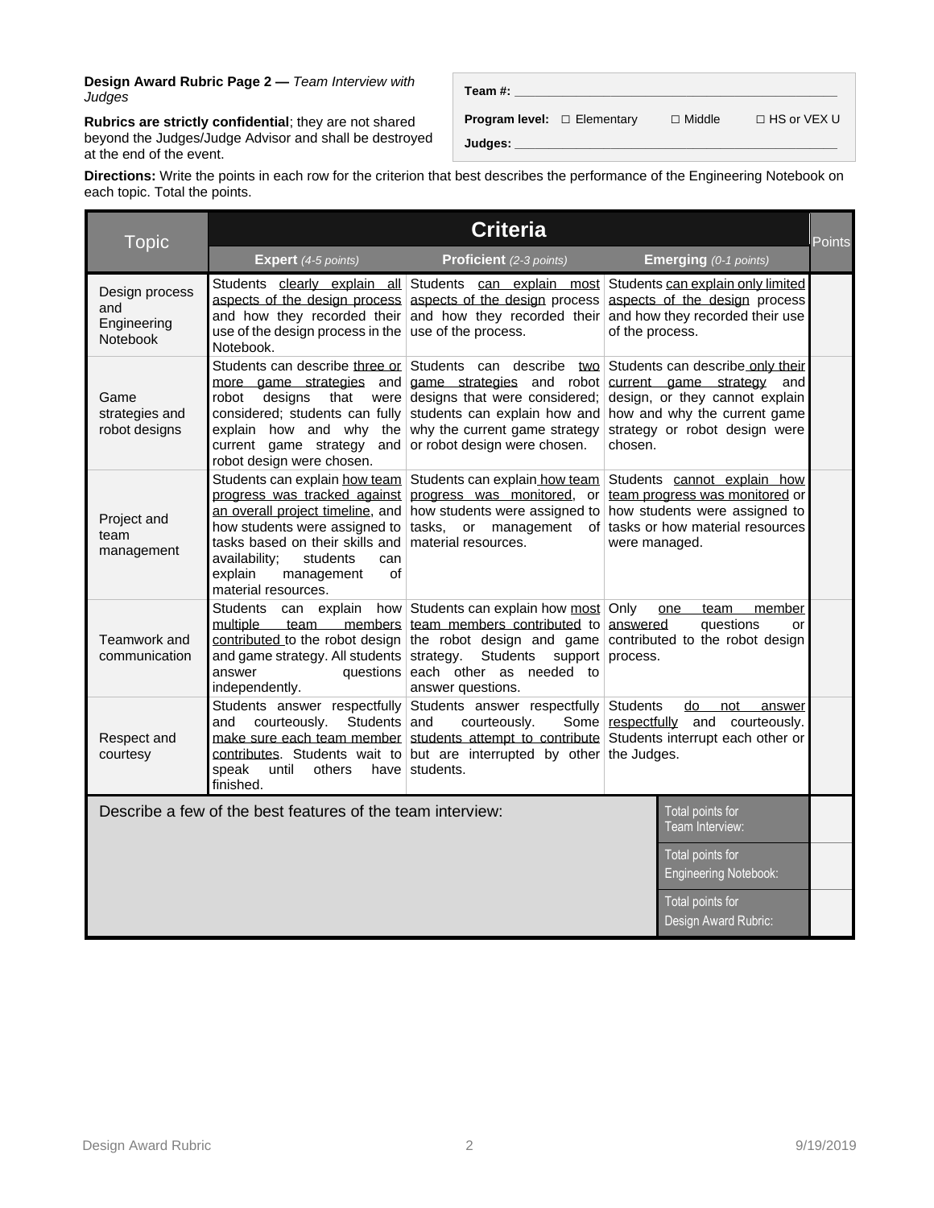**Design Award Rubric Page 2 —** *Team Interview with Judges*

**Rubrics are strictly confidential**; they are not shared beyond the Judges/Judge Advisor and shall be destroyed at the end of the event.

**Team #:** ___________________________________________

**Program level:** ☐ Elementary ☐ Middle ☐ HS or VEX U

**Judges:** ___________________________________________

**Directions:** Write the points in each row for the criterion that best describes the performance of the Engineering Notebook on each topic. Total the points.

| Topic | Criteria | | | Points |
|---|---|---|---|---|
| | **Expert** *(4-5 points)* | **Proficient** *(2-3 points)* | **Emerging** *(0-1 points)* | |
| Design process and Engineering Notebook | Students clearly explain all aspects of the design process and how they recorded their use of the design process in the Notebook. | Students can explain most aspects of the design process and how they recorded their use of the process. | Students can explain only limited aspects of the design process and how they recorded their use of the process. | |
| Game strategies and robot designs | Students can describe three or more game strategies and robot designs that were considered; students can fully explain how and why the current game strategy and robot design were chosen. | Students can describe two game strategies and robot designs that were considered; students can explain how and why the current game strategy or robot design were chosen. | Students can describe only their current game strategy and design, or they cannot explain how and why the current game strategy or robot design were chosen. | |
| Project and team management | Students can explain how team progress was tracked against an overall project timeline, and how students were assigned to tasks based on their skills and availability; students can explain management of material resources. | Students can explain how team progress was monitored, or how students were assigned to tasks, or management of material resources. | Students cannot explain how team progress was monitored or how students were assigned to tasks or how material resources were managed. | |
| Teamwork and communication | Students can explain how multiple team members contributed to the robot design and game strategy. All students answer questions independently. | Students can explain how most team members contributed to the robot design and game strategy. Students support each other as needed to answer questions. | Only one team member answered questions or contributed to the robot design process. | |
| Respect and courtesy | Students answer respectfully and courteously. Students make sure each team member contributes. Students wait to speak until others have finished. | Students answer respectfully and courteously. Some students attempt to contribute but are interrupted by other students. | Students do not answer respectfully and courteously. Students interrupt each other or the Judges. | |
| Describe a few of the best features of the team interview: | | | Total points for Team Interview: | |
| | | | Total points for Engineering Notebook: | |
| | | | Total points for Design Award Rubric: | |